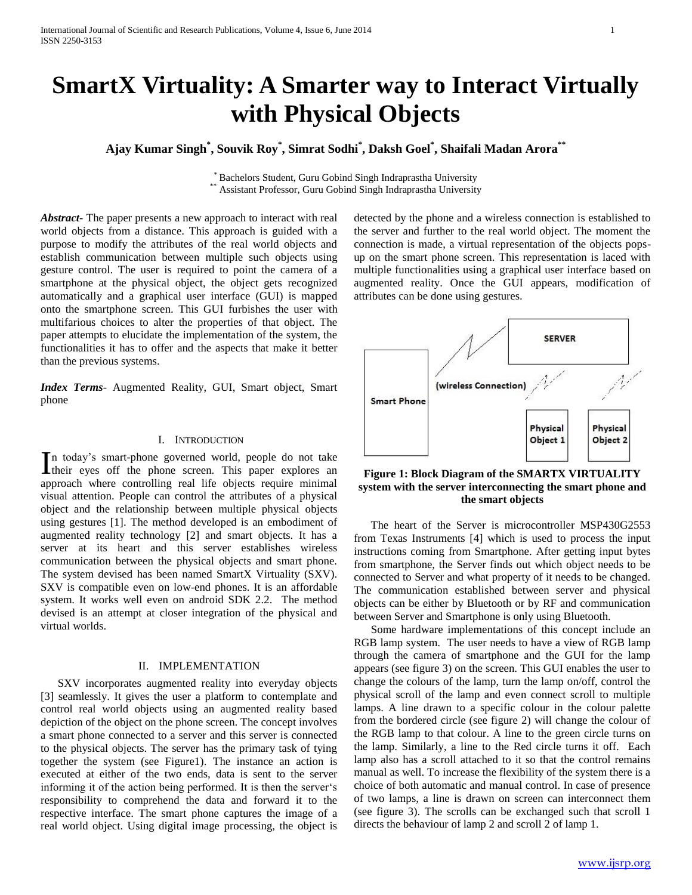# SmartX Virtuality: A Smarter way to Interact Virtually with Physical Objects

**Ajay Kumar Singh[*], Souvik Roy[*], Simrat Sodhi[*], Daksh Goel[*], Shaifali Madan Arora[**]**

[*] Bachelors Student, Guru Gobind Singh Indraprastha University
[**] Assistant Professor, Guru Gobind Singh Indraprastha University

***Abstract***- The paper presents a new approach to interact with real world objects from a distance. This approach is guided with a purpose to modify the attributes of the real world objects and establish communication between multiple such objects using gesture control. The user is required to point the camera of a smartphone at the physical object, the object gets recognized automatically and a graphical user interface (GUI) is mapped onto the smartphone screen. This GUI furbishes the user with multifarious choices to alter the properties of that object. The paper attempts to elucidate the implementation of the system, the functionalities it has to offer and the aspects that make it better than the previous systems.

***Index Terms***- Augmented Reality, GUI, Smart object, Smart phone

## I. Introduction

In today's smart-phone governed world, people do not take their eyes off the phone screen. This paper explores an approach where controlling real life objects require minimal visual attention. People can control the attributes of a physical object and the relationship between multiple physical objects using gestures [1]. The method developed is an embodiment of augmented reality technology [2] and smart objects. It has a server at its heart and this server establishes wireless communication between the physical objects and smart phone. The system devised has been named SmartX Virtuality (SXV). SXV is compatible even on low-end phones. It is an affordable system. It works well even on android SDK 2.2. The method devised is an attempt at closer integration of the physical and virtual worlds.

## II. IMPLEMENTATION

SXV incorporates augmented reality into everyday objects [3] seamlessly. It gives the user a platform to contemplate and control real world objects using an augmented reality based depiction of the object on the phone screen. The concept involves a smart phone connected to a server and this server is connected to the physical objects. The server has the primary task of tying together the system (see Figure1). The instance an action is executed at either of the two ends, data is sent to the server informing it of the action being performed. It is then the server's responsibility to comprehend the data and forward it to the respective interface. The smart phone captures the image of a real world object. Using digital image processing, the object is detected by the phone and a wireless connection is established to the server and further to the real world object. The moment the connection is made, a virtual representation of the objects pops-up on the smart phone screen. This representation is laced with multiple functionalities using a graphical user interface based on augmented reality. Once the GUI appears, modification of attributes can be done using gestures.

SERVER

Smart Phone

(wireless Connection)

Physical Object 1

Physical Object 2

**Figure 1: Block Diagram of the SMARTX VIRTUALITY system with the server interconnecting the smart phone and the smart objects**

The heart of the Server is microcontroller MSP430G2553 from Texas Instruments [4] which is used to process the input instructions coming from Smartphone. After getting input bytes from smartphone, the Server finds out which object needs to be connected to Server and what property of it needs to be changed. The communication established between server and physical objects can be either by Bluetooth or by RF and communication between Server and Smartphone is only using Bluetooth.

Some hardware implementations of this concept include an RGB lamp system. The user needs to have a view of RGB lamp through the camera of smartphone and the GUI for the lamp appears (see figure 3) on the screen. This GUI enables the user to change the colours of the lamp, turn the lamp on/off, control the physical scroll of the lamp and even connect scroll to multiple lamps. A line drawn to a specific colour in the colour palette from the bordered circle (see figure 2) will change the colour of the RGB lamp to that colour. A line to the green circle turns on the lamp. Similarly, a line to the Red circle turns it off. Each lamp also has a scroll attached to it so that the control remains manual as well. To increase the flexibility of the system there is a choice of both automatic and manual control. In case of presence of two lamps, a line is drawn on screen can interconnect them (see figure 3). The scrolls can be exchanged such that scroll 1 directs the behaviour of lamp 2 and scroll 2 of lamp 1.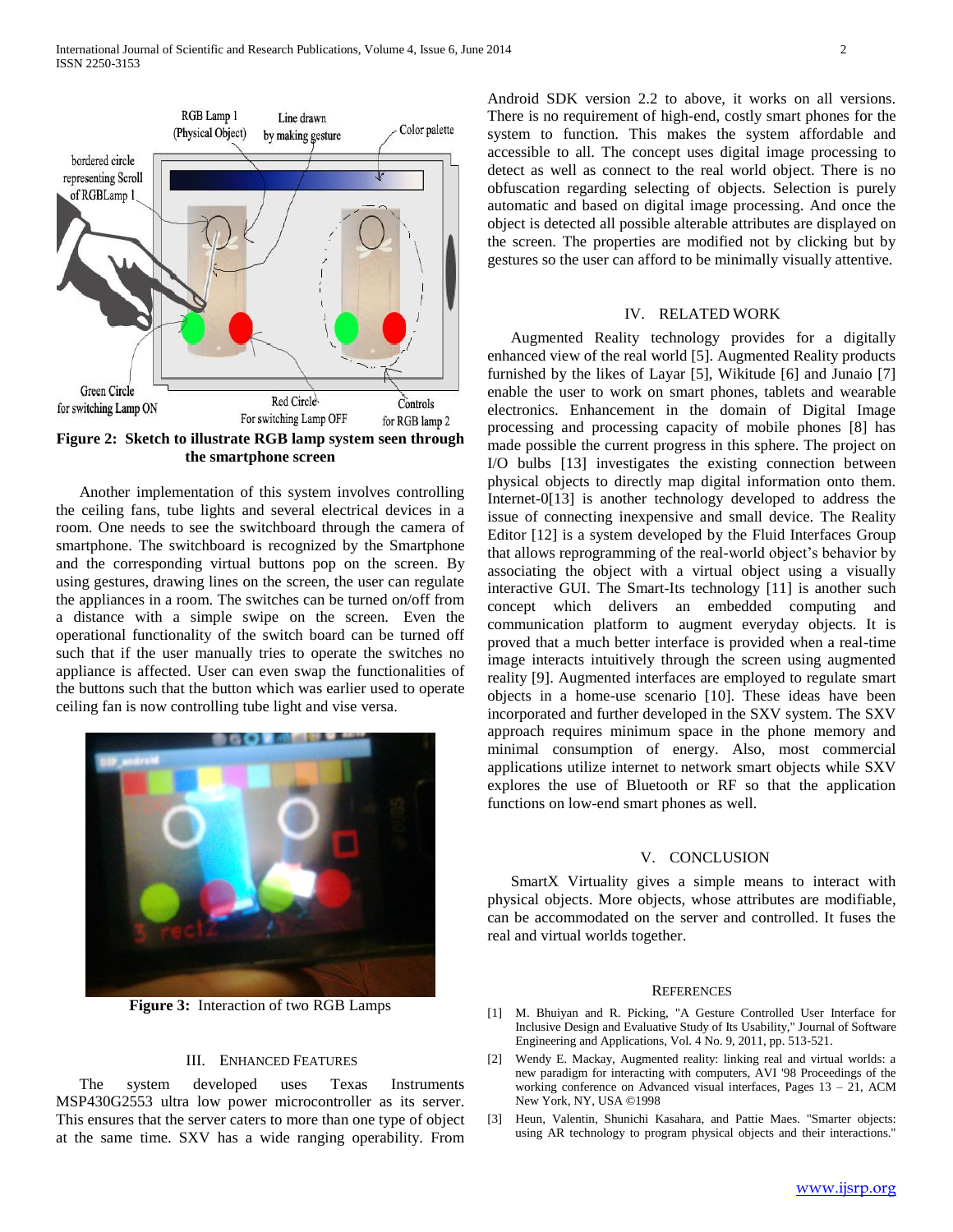RGB Lamp 1 (Physical Object)

Line drawn by making gesture

Color palette

bordered circle representing Scroll of RGBLamp 1

Green Circle for switching Lamp ON

Red Circle For switching Lamp OFF

Controls for RGB lamp 2

**Figure 2: Sketch to illustrate RGB lamp system seen through the smartphone screen**

Another implementation of this system involves controlling the ceiling fans, tube lights and several electrical devices in a room. One needs to see the switchboard through the camera of smartphone. The switchboard is recognized by the Smartphone and the corresponding virtual buttons pop on the screen. By using gestures, drawing lines on the screen, the user can regulate the appliances in a room. The switches can be turned on/off from a distance with a simple swipe on the screen. Even the operational functionality of the switch board can be turned off such that if the user manually tries to operate the switches no appliance is affected. User can even swap the functionalities of the buttons such that the button which was earlier used to operate ceiling fan is now controlling tube light and vise versa.

**Figure 3:** Interaction of two RGB Lamps

## III. Enhanced Features

The system developed uses Texas Instruments MSP430G2553 ultra low power microcontroller as its server. This ensures that the server caters to more than one type of object at the same time. SXV has a wide ranging operability. From Android SDK version 2.2 to above, it works on all versions. There is no requirement of high-end, costly smart phones for the system to function. This makes the system affordable and accessible to all. The concept uses digital image processing to detect as well as connect to the real world object. There is no obfuscation regarding selecting of objects. Selection is purely automatic and based on digital image processing. And once the object is detected all possible alterable attributes are displayed on the screen. The properties are modified not by clicking but by gestures so the user can afford to be minimally visually attentive.

## IV. Related Work

Augmented Reality technology provides for a digitally enhanced view of the real world [5]. Augmented Reality products furnished by the likes of Layar [5], Wikitude [6] and Junaio [7] enable the user to work on smart phones, tablets and wearable electronics. Enhancement in the domain of Digital Image processing and processing capacity of mobile phones [8] has made possible the current progress in this sphere. The project on I/O bulbs [13] investigates the existing connection between physical objects to directly map digital information onto them. Internet-0[13] is another technology developed to address the issue of connecting inexpensive and small device. The Reality Editor [12] is a system developed by the Fluid Interfaces Group that allows reprogramming of the real-world object's behavior by associating the object with a virtual object using a visually interactive GUI. The Smart-Its technology [11] is another such concept which delivers an embedded computing and communication platform to augment everyday objects. It is proved that a much better interface is provided when a real-time image interacts intuitively through the screen using augmented reality [9]. Augmented interfaces are employed to regulate smart objects in a home-use scenario [10]. These ideas have been incorporated and further developed in the SXV system. The SXV approach requires minimum space in the phone memory and minimal consumption of energy. Also, most commercial applications utilize internet to network smart objects while SXV explores the use of Bluetooth or RF so that the application functions on low-end smart phones as well.

## V. Conclusion

SmartX Virtuality gives a simple means to interact with physical objects. More objects, whose attributes are modifiable, can be accommodated on the server and controlled. It fuses the real and virtual worlds together.

## References

[1] M. Bhuiyan and R. Picking, "A Gesture Controlled User Interface for Inclusive Design and Evaluative Study of Its Usability," Journal of Software Engineering and Applications, Vol. 4 No. 9, 2011, pp. 513-521.

[2] Wendy E. Mackay, Augmented reality: linking real and virtual worlds: a new paradigm for interacting with computers, AVI '98 Proceedings of the working conference on Advanced visual interfaces, Pages 13 – 21, ACM New York, NY, USA ©1998

[3] Heun, Valentin, Shunichi Kasahara, and Pattie Maes. "Smarter objects: using AR technology to program physical objects and their interactions."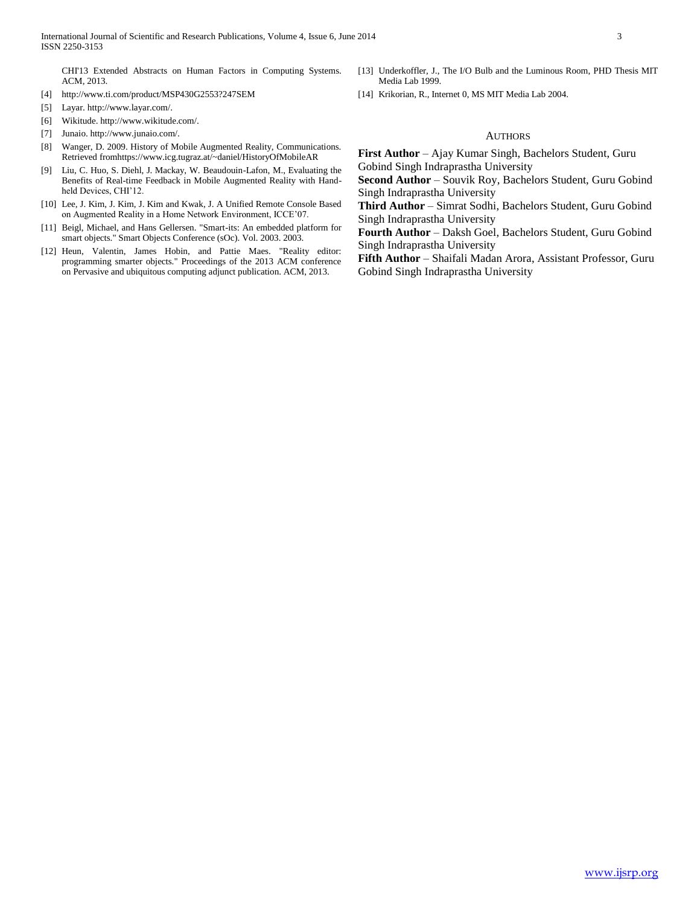CHI'13 Extended Abstracts on Human Factors in Computing Systems. ACM, 2013.

[4] http://www.ti.com/product/MSP430G2553?247SEM

[5] Layar. http://www.layar.com/.

[6] Wikitude. http://www.wikitude.com/.

[7] Junaio. http://www.junaio.com/.

[8] Wanger, D. 2009. History of Mobile Augmented Reality, Communications. Retrieved fromhttps://www.icg.tugraz.at/~daniel/HistoryOfMobileAR

[9] Liu, C. Huo, S. Diehl, J. Mackay, W. Beaudouin-Lafon, M., Evaluating the Benefits of Real-time Feedback in Mobile Augmented Reality with Hand-held Devices, CHI'12.

[10] Lee, J. Kim, J. Kim, J. Kim and Kwak, J. A Unified Remote Console Based on Augmented Reality in a Home Network Environment, ICCE'07.

[11] Beigl, Michael, and Hans Gellersen. "Smart-its: An embedded platform for smart objects." Smart Objects Conference (sOc). Vol. 2003. 2003.

[12] Heun, Valentin, James Hobin, and Pattie Maes. "Reality editor: programming smarter objects." Proceedings of the 2013 ACM conference on Pervasive and ubiquitous computing adjunct publication. ACM, 2013.

[13] Underkoffler, J., The I/O Bulb and the Luminous Room, PHD Thesis MIT Media Lab 1999.

[14] Krikorian, R., Internet 0, MS MIT Media Lab 2004.

## AUTHORS

**First Author** – Ajay Kumar Singh, Bachelors Student, Guru Gobind Singh Indraprastha University

**Second Author** – Souvik Roy, Bachelors Student, Guru Gobind Singh Indraprastha University

**Third Author** – Simrat Sodhi, Bachelors Student, Guru Gobind Singh Indraprastha University

**Fourth Author** – Daksh Goel, Bachelors Student, Guru Gobind Singh Indraprastha University

**Fifth Author** – Shaifali Madan Arora, Assistant Professor, Guru Gobind Singh Indraprastha University